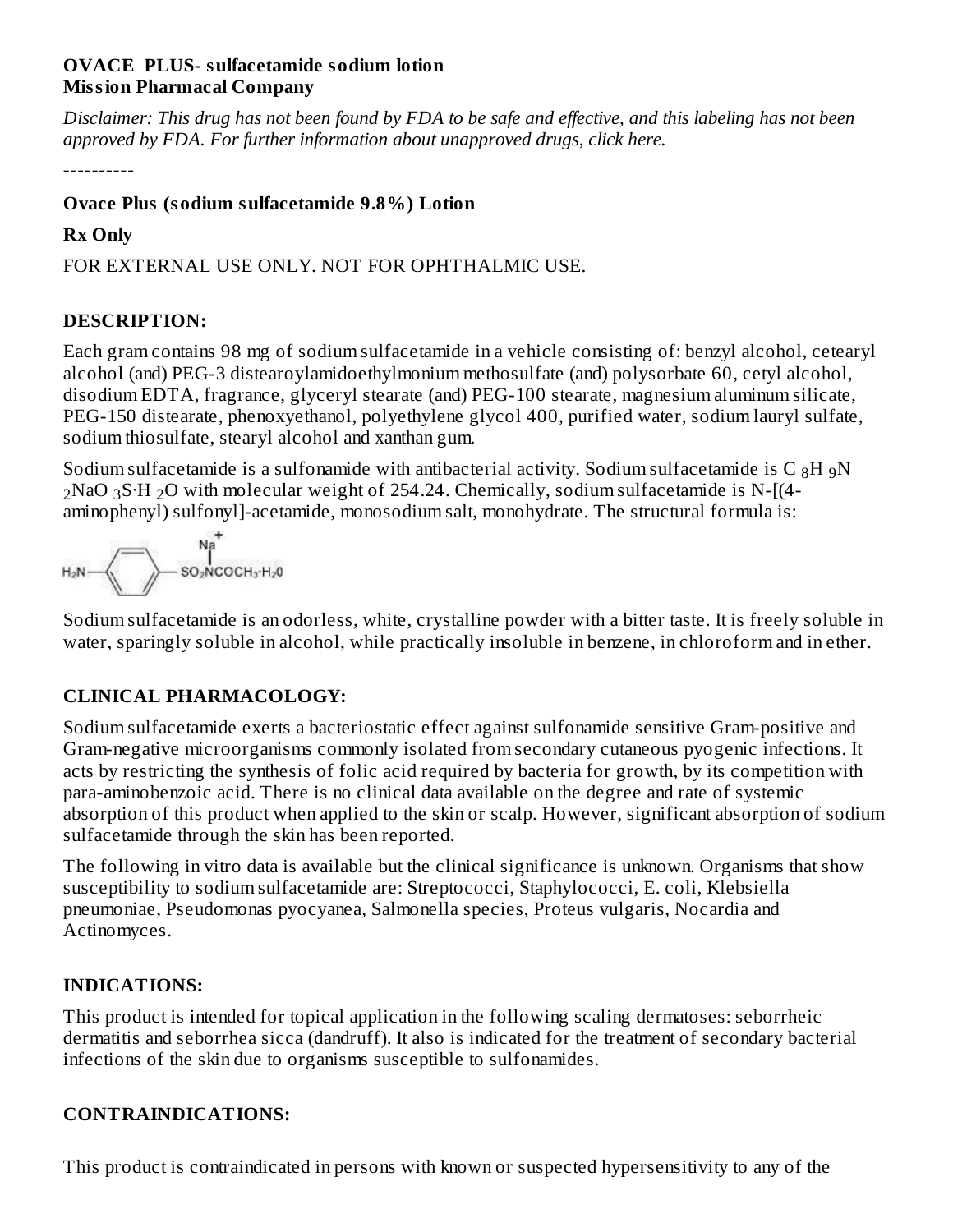**OVACE PLUS- sulfacetamide sodium lotion**
**Mission Pharmacal Company**

*Disclaimer: This drug has not been found by FDA to be safe and effective, and this labeling has not been approved by FDA. For further information about unapproved drugs, click here.*

----------

**Ovace Plus (sodium sulfacetamide 9.8%) Lotion**

**Rx Only**

FOR EXTERNAL USE ONLY. NOT FOR OPHTHALMIC USE.

## DESCRIPTION:

Each gram contains 98 mg of sodium sulfacetamide in a vehicle consisting of: benzyl alcohol, cetearyl alcohol (and) PEG-3 distearoylamidoethylmonium methosulfate (and) polysorbate 60, cetyl alcohol, disodium EDTA, fragrance, glyceryl stearate (and) PEG-100 stearate, magnesium aluminum silicate, PEG-150 distearate, phenoxyethanol, polyethylene glycol 400, purified water, sodium lauryl sulfate, sodium thiosulfate, stearyl alcohol and xanthan gum.

Sodium sulfacetamide is a sulfonamide with antibacterial activity. Sodium sulfacetamide is $C_8H_9N_2NaO_3S \cdot H_2O$ with molecular weight of 254.24. Chemically, sodium sulfacetamide is N-[(4-aminophenyl) sulfonyl]-acetamide, monosodium salt, monohydrate. The structural formula is:

$$H_2N-C_6H_4-SO_2N(Na^+)COCH_3 \cdot H_2O$$

Sodium sulfacetamide is an odorless, white, crystalline powder with a bitter taste. It is freely soluble in water, sparingly soluble in alcohol, while practically insoluble in benzene, in chloroform and in ether.

## CLINICAL PHARMACOLOGY:

Sodium sulfacetamide exerts a bacteriostatic effect against sulfonamide sensitive Gram-positive and Gram-negative microorganisms commonly isolated from secondary cutaneous pyogenic infections. It acts by restricting the synthesis of folic acid required by bacteria for growth, by its competition with para-aminobenzoic acid. There is no clinical data available on the degree and rate of systemic absorption of this product when applied to the skin or scalp. However, significant absorption of sodium sulfacetamide through the skin has been reported.

The following in vitro data is available but the clinical significance is unknown. Organisms that show susceptibility to sodium sulfacetamide are: Streptococci, Staphylococci, E. coli, Klebsiella pneumoniae, Pseudomonas pyocyanea, Salmonella species, Proteus vulgaris, Nocardia and Actinomyces.

## INDICATIONS:

This product is intended for topical application in the following scaling dermatoses: seborrheic dermatitis and seborrhea sicca (dandruff). It also is indicated for the treatment of secondary bacterial infections of the skin due to organisms susceptible to sulfonamides.

## CONTRAINDICATIONS:

This product is contraindicated in persons with known or suspected hypersensitivity to any of the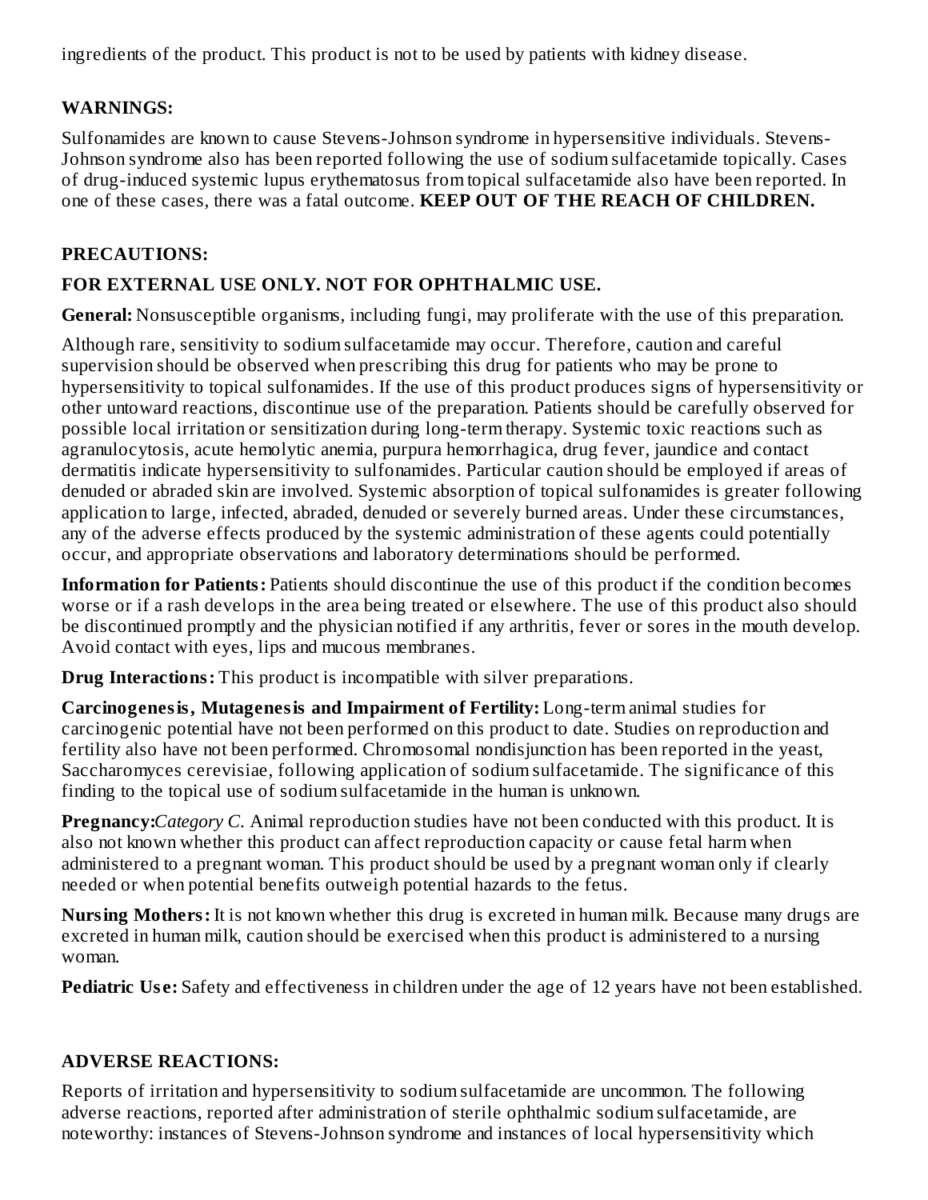ingredients of the product. This product is not to be used by patients with kidney disease.

## WARNINGS:

Sulfonamides are known to cause Stevens-Johnson syndrome in hypersensitive individuals. Stevens-Johnson syndrome also has been reported following the use of sodium sulfacetamide topically. Cases of drug-induced systemic lupus erythematosus from topical sulfacetamide also have been reported. In one of these cases, there was a fatal outcome. **KEEP OUT OF THE REACH OF CHILDREN.**

## PRECAUTIONS:

### FOR EXTERNAL USE ONLY. NOT FOR OPHTHALMIC USE.

**General:** Nonsusceptible organisms, including fungi, may proliferate with the use of this preparation.

Although rare, sensitivity to sodium sulfacetamide may occur. Therefore, caution and careful supervision should be observed when prescribing this drug for patients who may be prone to hypersensitivity to topical sulfonamides. If the use of this product produces signs of hypersensitivity or other untoward reactions, discontinue use of the preparation. Patients should be carefully observed for possible local irritation or sensitization during long-term therapy. Systemic toxic reactions such as agranulocytosis, acute hemolytic anemia, purpura hemorrhagica, drug fever, jaundice and contact dermatitis indicate hypersensitivity to sulfonamides. Particular caution should be employed if areas of denuded or abraded skin are involved. Systemic absorption of topical sulfonamides is greater following application to large, infected, abraded, denuded or severely burned areas. Under these circumstances, any of the adverse effects produced by the systemic administration of these agents could potentially occur, and appropriate observations and laboratory determinations should be performed.

**Information for Patients:** Patients should discontinue the use of this product if the condition becomes worse or if a rash develops in the area being treated or elsewhere. The use of this product also should be discontinued promptly and the physician notified if any arthritis, fever or sores in the mouth develop. Avoid contact with eyes, lips and mucous membranes.

**Drug Interactions:** This product is incompatible with silver preparations.

**Carcinogenesis, Mutagenesis and Impairment of Fertility:** Long-term animal studies for carcinogenic potential have not been performed on this product to date. Studies on reproduction and fertility also have not been performed. Chromosomal nondisjunction has been reported in the yeast, Saccharomyces cerevisiae, following application of sodium sulfacetamide. The significance of this finding to the topical use of sodium sulfacetamide in the human is unknown.

**Pregnancy:** *Category C.* Animal reproduction studies have not been conducted with this product. It is also not known whether this product can affect reproduction capacity or cause fetal harm when administered to a pregnant woman. This product should be used by a pregnant woman only if clearly needed or when potential benefits outweigh potential hazards to the fetus.

**Nursing Mothers:** It is not known whether this drug is excreted in human milk. Because many drugs are excreted in human milk, caution should be exercised when this product is administered to a nursing woman.

**Pediatric Use:** Safety and effectiveness in children under the age of 12 years have not been established.

## ADVERSE REACTIONS:

Reports of irritation and hypersensitivity to sodium sulfacetamide are uncommon. The following adverse reactions, reported after administration of sterile ophthalmic sodium sulfacetamide, are noteworthy: instances of Stevens-Johnson syndrome and instances of local hypersensitivity which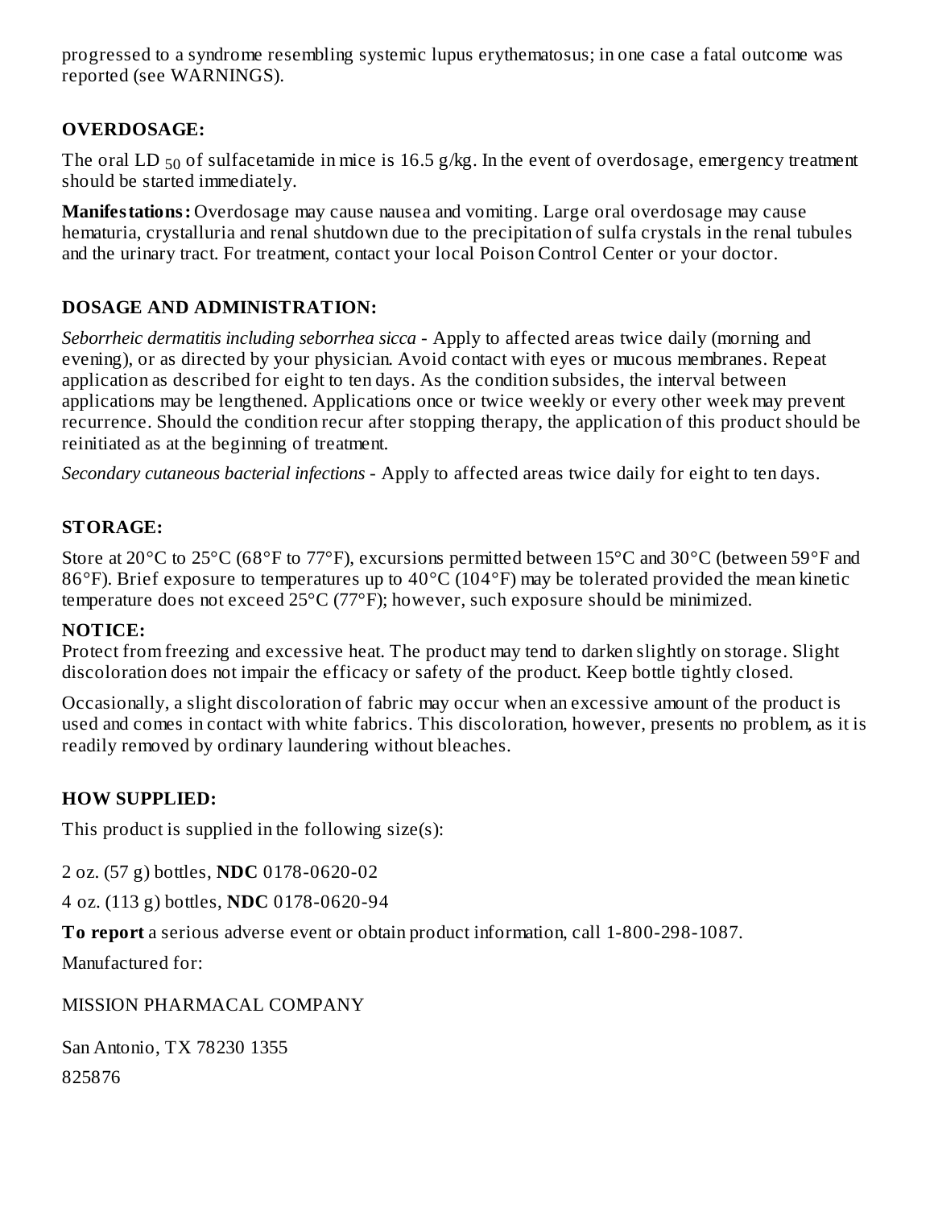progressed to a syndrome resembling systemic lupus erythematosus; in one case a fatal outcome was reported (see WARNINGS).

## OVERDOSAGE:

The oral $LD_{50}$ of sulfacetamide in mice is 16.5 g/kg. In the event of overdosage, emergency treatment should be started immediately.

**Manifestations:** Overdosage may cause nausea and vomiting. Large oral overdosage may cause hematuria, crystalluria and renal shutdown due to the precipitation of sulfa crystals in the renal tubules and the urinary tract. For treatment, contact your local Poison Control Center or your doctor.

## DOSAGE AND ADMINISTRATION:

*Seborrheic dermatitis including seborrhea sicca* - Apply to affected areas twice daily (morning and evening), or as directed by your physician. Avoid contact with eyes or mucous membranes. Repeat application as described for eight to ten days. As the condition subsides, the interval between applications may be lengthened. Applications once or twice weekly or every other week may prevent recurrence. Should the condition recur after stopping therapy, the application of this product should be reinitiated as at the beginning of treatment.

*Secondary cutaneous bacterial infections* - Apply to affected areas twice daily for eight to ten days.

## STORAGE:

Store at 20°C to 25°C (68°F to 77°F), excursions permitted between 15°C and 30°C (between 59°F and 86°F). Brief exposure to temperatures up to 40°C (104°F) may be tolerated provided the mean kinetic temperature does not exceed 25°C (77°F); however, such exposure should be minimized.

**NOTICE:**
Protect from freezing and excessive heat. The product may tend to darken slightly on storage. Slight discoloration does not impair the efficacy or safety of the product. Keep bottle tightly closed.

Occasionally, a slight discoloration of fabric may occur when an excessive amount of the product is used and comes in contact with white fabrics. This discoloration, however, presents no problem, as it is readily removed by ordinary laundering without bleaches.

## HOW SUPPLIED:

This product is supplied in the following size(s):

2 oz. (57 g) bottles, **NDC** 0178-0620-02

4 oz. (113 g) bottles, **NDC** 0178-0620-94

**To report** a serious adverse event or obtain product information, call 1-800-298-1087.

Manufactured for:

MISSION PHARMACAL COMPANY

San Antonio, TX 78230 1355

825876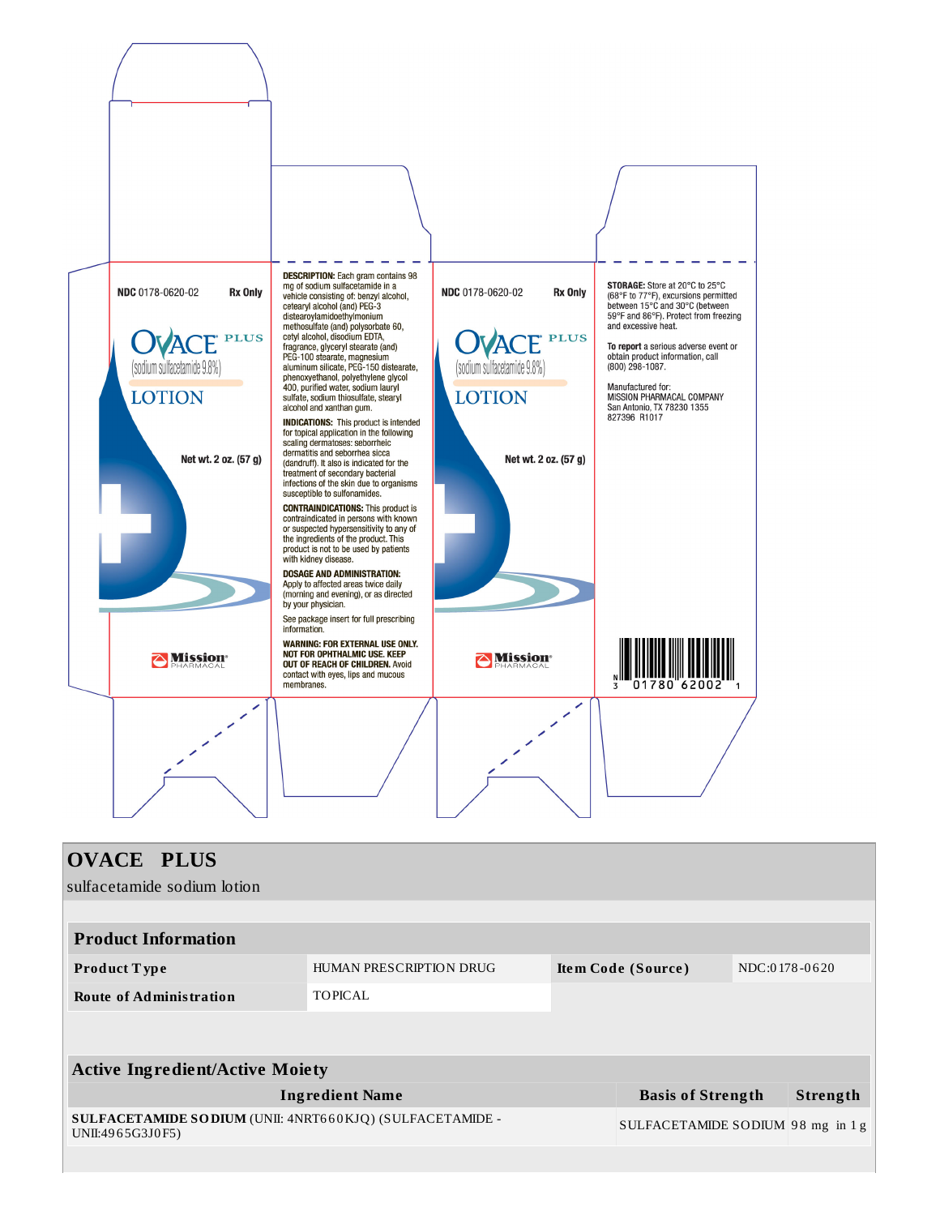NDC 0178-0620-02 Rx Only

OVACE® PLUS

(sodium sulfacetamide 9.8%)

LOTION

Net wt. 2 oz. (57 g)

Mission® PHARMACAL

**DESCRIPTION:** Each gram contains 98 mg of sodium sulfacetamide in a vehicle consisting of: benzyl alcohol, cetearyl alcohol (and) PEG-3 distearoylamidoethylmonium methosulfate (and) polysorbate 60, cetyl alcohol, disodium EDTA, fragrance, glyceryl stearate (and) PEG-100 stearate, magnesium aluminum silicate, PEG-150 distearate, phenoxyethanol, polyethylene glycol 400, purified water, sodium lauryl sulfate, sodium thiosulfate, stearyl alcohol and xanthan gum.

**INDICATIONS:** This product is intended for topical application in the following scaling dermatoses: seborrheic dermatitis and seborrhea sicca (dandruff). It also is indicated for the treatment of secondary bacterial infections of the skin due to organisms susceptible to sulfonamides.

**CONTRAINDICATIONS:** This product is contraindicated in persons with known or suspected hypersensitivity to any of the ingredients of the product. This product is not to be used by patients with kidney disease.

**DOSAGE AND ADMINISTRATION:** Apply to affected areas twice daily (morning and evening), or as directed by your physician.

See package insert for full prescribing information.

**WARNING: FOR EXTERNAL USE ONLY. NOT FOR OPHTHALMIC USE. KEEP OUT OF REACH OF CHILDREN.** Avoid contact with eyes, lips and mucous membranes.

NDC 0178-0620-02 Rx Only

OVACE® PLUS

(sodium sulfacetamide 9.8%)

LOTION

Net wt. 2 oz. (57 g)

Mission® PHARMACAL

**STORAGE:** Store at 20°C to 25°C (68°F to 77°F), excursions permitted between 15°C and 30°C (between 59°F and 86°F). Protect from freezing and excessive heat.

**To report** a serious adverse event or obtain product information, call (800) 298-1087.

Manufactured for:
MISSION PHARMACAL COMPANY
San Antonio, TX 78230 1355
827396 R1017

N 3 01780 62002 1

## OVACE PLUS

sulfacetamide sodium lotion

| Product Information | | | |
|---|---|---|---|
| **Product Type** | HUMAN PRESCRIPTION DRUG | **Item Code (Source)** | NDC:0178-0620 |
| **Route of Administration** | TOPICAL | | |

| Active Ingredient/Active Moiety | | |
|---|---|---|
| **Ingredient Name** | **Basis of Strength** | **Strength** |
| **SULFACETAMIDE SODIUM** (UNII: 4NRT660KJQ) (SULFACETAMIDE - UNII:4965G3J0F5) | SULFACETAMIDE SODIUM | 98 mg in 1 g |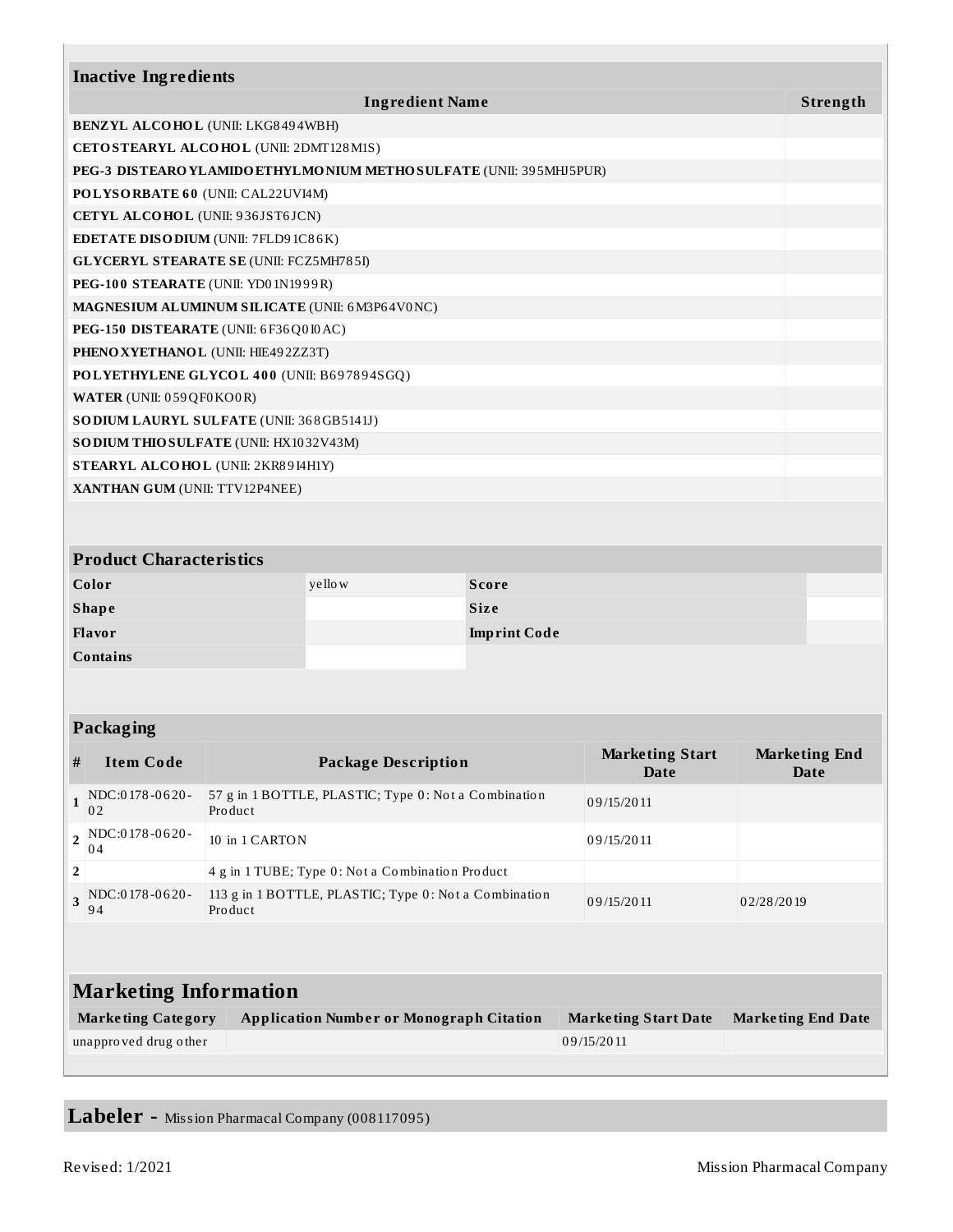## Inactive Ingredients

| Ingredient Name | Strength |
| --- | --- |
| **BENZYL ALCOHOL** (UNII: LKG8494WBH) | |
| **CETOSTEARYL ALCOHOL** (UNII: 2DMT128M1S) | |
| **PEG-3 DISTEAROYLAMIDOETHYLMONIUM METHOSULFATE** (UNII: 395MHJ5PUR) | |
| **POLYSORBATE 60** (UNII: CAL22UVI4M) | |
| **CETYL ALCOHOL** (UNII: 936JST6JCN) | |
| **EDETATE DISODIUM** (UNII: 7FLD91C86K) | |
| **GLYCERYL STEARATE SE** (UNII: FCZ5MH785I) | |
| **PEG-100 STEARATE** (UNII: YD01N1999R) | |
| **MAGNESIUM ALUMINUM SILICATE** (UNII: 6M3P64V0NC) | |
| **PEG-150 DISTEARATE** (UNII: 6F36Q0I0AC) | |
| **PHENOXYETHANOL** (UNII: HIE492ZZ3T) | |
| **POLYETHYLENE GLYCOL 400** (UNII: B697894SGQ) | |
| **WATER** (UNII: 059QF0KO0R) | |
| **SODIUM LAURYL SULFATE** (UNII: 368GB5141J) | |
| **SODIUM THIOSULFATE** (UNII: HX1032V43M) | |
| **STEARYL ALCOHOL** (UNII: 2KR89I4H1Y) | |
| **XANTHAN GUM** (UNII: TTV12P4NEE) | |

## Product Characteristics

| | | | |
| --- | --- | --- | --- |
| **Color** | yellow | **Score** | |
| **Shape** | | **Size** | |
| **Flavor** | | **Imprint Code** | |
| **Contains** | | | |

## Packaging

| # | Item Code | Package Description | Marketing Start Date | Marketing End Date |
| --- | --- | --- | --- | --- |
| 1 | NDC:0178-0620-02 | 57 g in 1 BOTTLE, PLASTIC; Type 0: Not a Combination Product | 09/15/2011 | |
| 2 | NDC:0178-0620-04 | 10 in 1 CARTON | 09/15/2011 | |
| 2 | | 4 g in 1 TUBE; Type 0: Not a Combination Product | | |
| 3 | NDC:0178-0620-94 | 113 g in 1 BOTTLE, PLASTIC; Type 0: Not a Combination Product | 09/15/2011 | 02/28/2019 |

## Marketing Information

| Marketing Category | Application Number or Monograph Citation | Marketing Start Date | Marketing End Date |
| --- | --- | --- | --- |
| unapproved drug other | | 09/15/2011 | |

## Labeler - Mission Pharmacal Company (008117095)

Revised: 1/2021

Mission Pharmacal Company